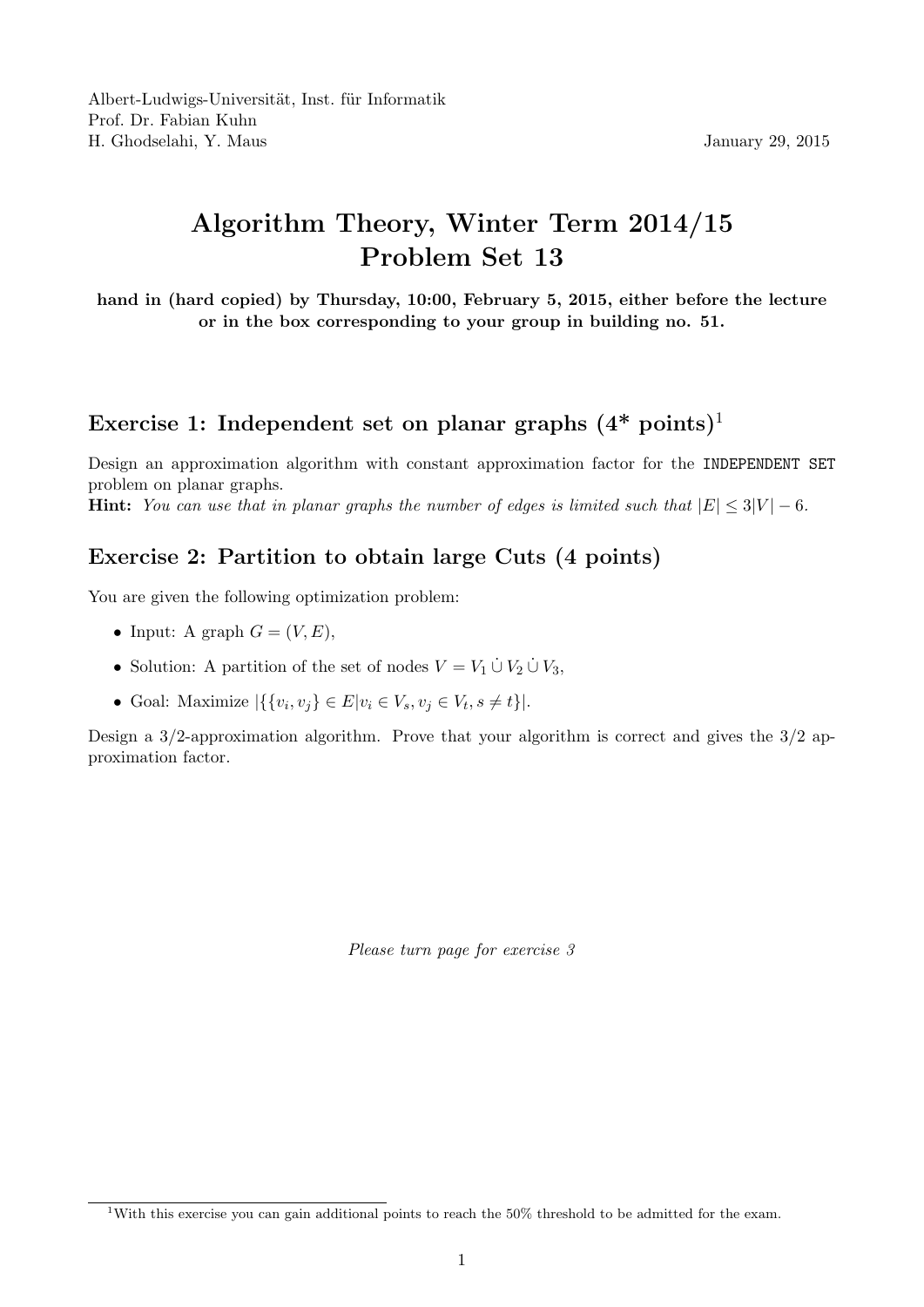Albert-Ludwigs-Universität, Inst. für Informatik
Prof. Dr. Fabian Kuhn
H. Ghodselahi, Y. Maus

January 29, 2015

# Algorithm Theory, Winter Term 2014/15
# Problem Set 13

**hand in (hard copied) by Thursday, 10:00, February 5, 2015, either before the lecture or in the box corresponding to your group in building no. 51.**

## Exercise 1: Independent set on planar graphs (4* points)[1]

Design an approximation algorithm with constant approximation factor for the `INDEPENDENT SET` problem on planar graphs.
**Hint:** *You can use that in planar graphs the number of edges is limited such that $|E| \leq 3|V| - 6$.*

## Exercise 2: Partition to obtain large Cuts (4 points)

You are given the following optimization problem:

- Input: A graph $G = (V, E)$,
- Solution: A partition of the set of nodes $V = V_1 \,\dot{\cup}\, V_2 \,\dot{\cup}\, V_3$,
- Goal: Maximize $|\{\{v_i, v_j\} \in E | v_i \in V_s, v_j \in V_t, s \neq t\}|$.

Design a 3/2-approximation algorithm. Prove that your algorithm is correct and gives the 3/2 approximation factor.

*Please turn page for exercise 3*

[1] With this exercise you can gain additional points to reach the 50% threshold to be admitted for the exam.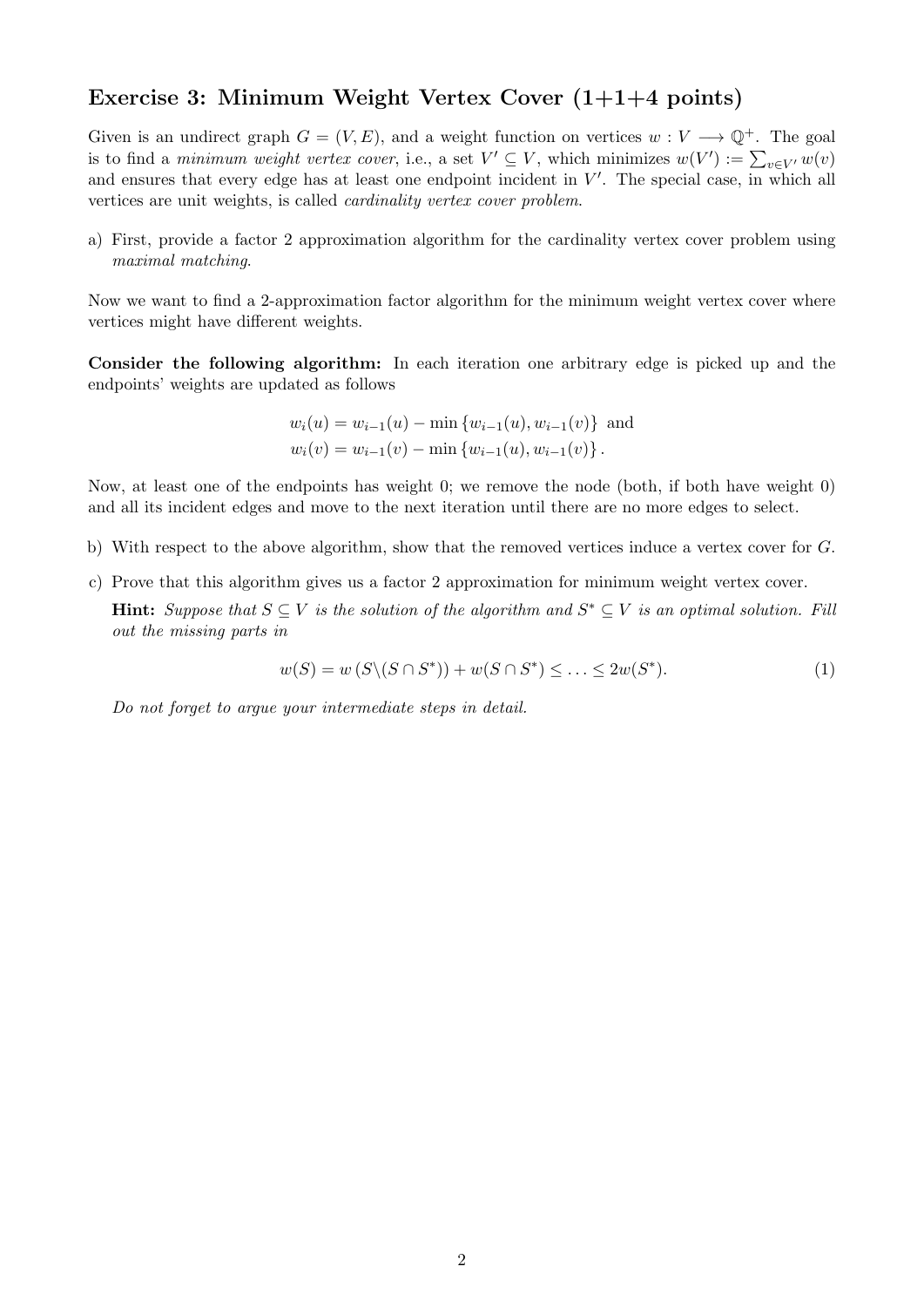## Exercise 3: Minimum Weight Vertex Cover (1+1+4 points)

Given is an undirect graph $G = (V, E)$, and a weight function on vertices $w : V \longrightarrow \mathbb{Q}^+$. The goal is to find a *minimum weight vertex cover*, i.e., a set $V' \subseteq V$, which minimizes $w(V') := \sum_{v \in V'} w(v)$ and ensures that every edge has at least one endpoint incident in $V'$. The special case, in which all vertices are unit weights, is called *cardinality vertex cover problem*.

a) First, provide a factor 2 approximation algorithm for the cardinality vertex cover problem using *maximal matching*.

Now we want to find a 2-approximation factor algorithm for the minimum weight vertex cover where vertices might have different weights.

**Consider the following algorithm:** In each iteration one arbitrary edge is picked up and the endpoints' weights are updated as follows

$$w_i(u) = w_{i-1}(u) - \min\{w_{i-1}(u), w_{i-1}(v)\} \text{ and}$$
$$w_i(v) = w_{i-1}(v) - \min\{w_{i-1}(u), w_{i-1}(v)\}.$$

Now, at least one of the endpoints has weight 0; we remove the node (both, if both have weight 0) and all its incident edges and move to the next iteration until there are no more edges to select.

b) With respect to the above algorithm, show that the removed vertices induce a vertex cover for $G$.

c) Prove that this algorithm gives us a factor 2 approximation for minimum weight vertex cover.

   **Hint:** *Suppose that $S \subseteq V$ is the solution of the algorithm and $S^* \subseteq V$ is an optimal solution. Fill out the missing parts in*

$$w(S) = w\left(S \backslash (S \cap S^*)\right) + w(S \cap S^*) \leq \ldots \leq 2w(S^*). \tag{1}$$

   *Do not forget to argue your intermediate steps in detail.*